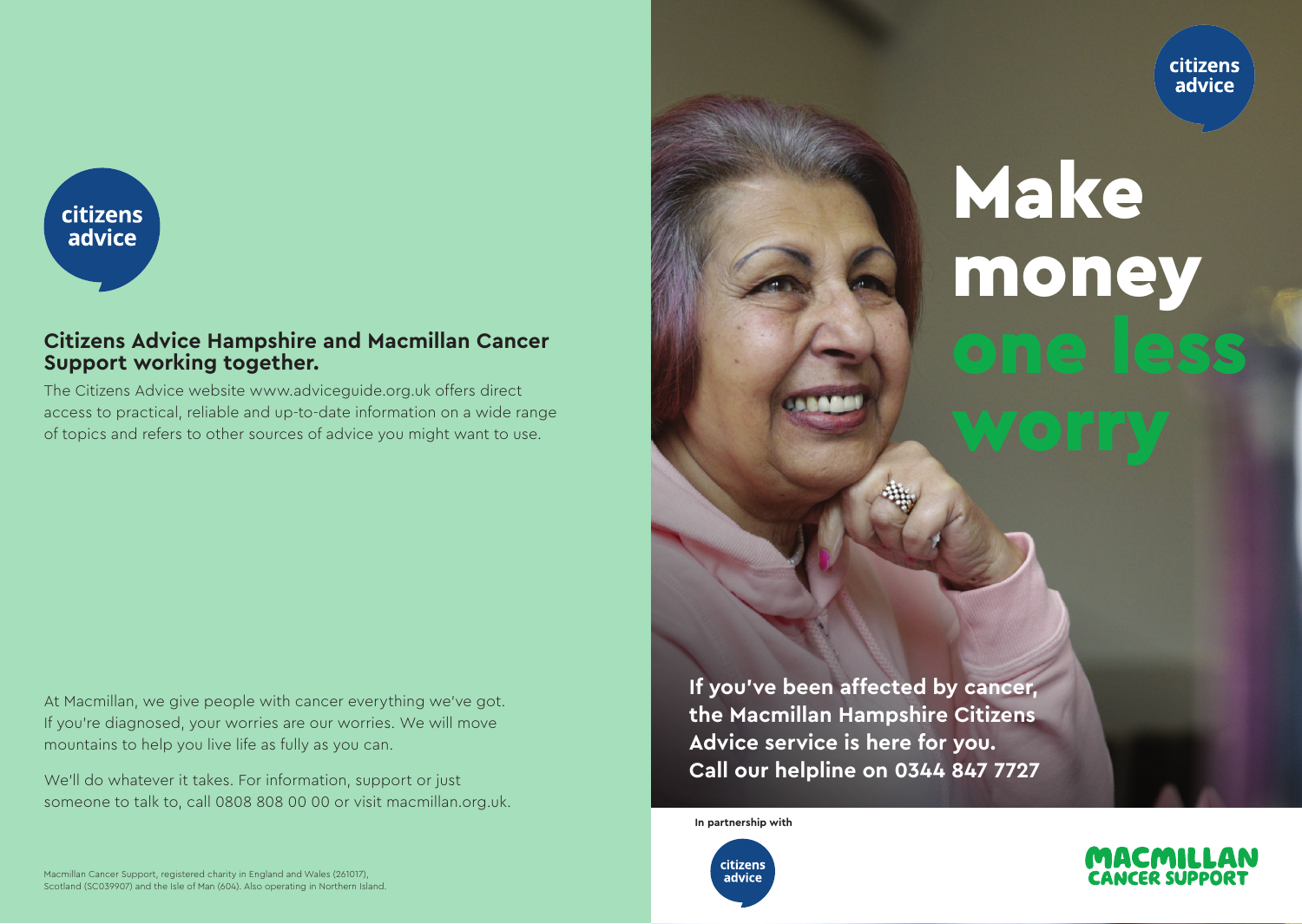citizens advice

## Citizens Advice Hampshire and Macmillan Cancer Support working together.

The Citizens Advice website www.adviceguide.org.uk offers direct access to practical, reliable and up-to-date information on a wide range of topics and refers to other sources of advice you might want to use.

At Macmillan, we give people with cancer everything we've got. If you're diagnosed, your worries are our worries. We will move mountains to help you live life as fully as you can.

We'll do whatever it takes. For information, support or just someone to talk to, call 0808 808 00 00 or visit macmillan.org.uk.

Macmillan Cancer Support, registered charity in England and Wales (261017), Scotland (SC039907) and the Isle of Man (604). Also operating in Northern Island.

citizens advice

# Make money one less worry

**If you've been affected by cancer, the Macmillan Hampshire Citizens Advice service is here for you. Call our helpline on 0344 847 7727**

**In partnership with**

citizens advice

MACMILLAN CANCER SUPPORT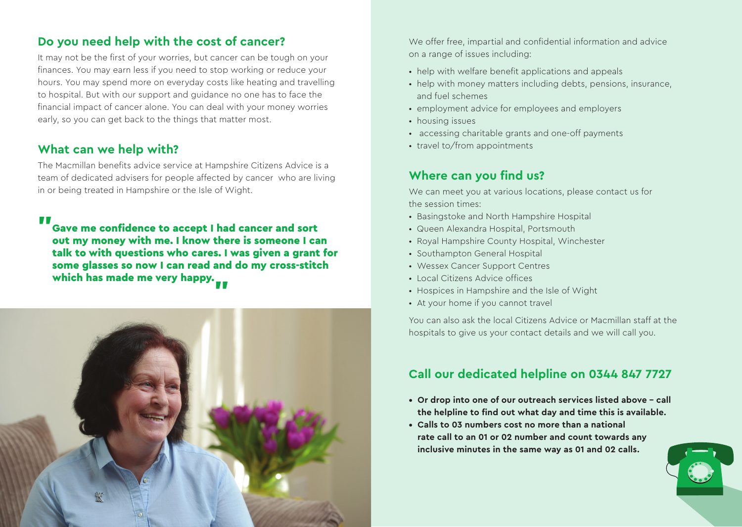## Do you need help with the cost of cancer?

It may not be the first of your worries, but cancer can be tough on your finances. You may earn less if you need to stop working or reduce your hours. You may spend more on everyday costs like heating and travelling to hospital. But with our support and guidance no one has to face the financial impact of cancer alone. You can deal with your money worries early, so you can get back to the things that matter most.

## What can we help with?

The Macmillan benefits advice service at Hampshire Citizens Advice is a team of dedicated advisers for people affected by cancer who are living in or being treated in Hampshire or the Isle of Wight.

> **"Gave me confidence to accept I had cancer and sort out my money with me. I know there is someone I can talk to with questions who cares. I was given a grant for some glasses so now I can read and do my cross-stitch which has made me very happy."**

We offer free, impartial and confidential information and advice on a range of issues including:

- help with welfare benefit applications and appeals
- help with money matters including debts, pensions, insurance, and fuel schemes
- employment advice for employees and employers
- housing issues
- accessing charitable grants and one-off payments
- travel to/from appointments

## Where can you find us?

We can meet you at various locations, please contact us for the session times:

- Basingstoke and North Hampshire Hospital
- Queen Alexandra Hospital, Portsmouth
- Royal Hampshire County Hospital, Winchester
- Southampton General Hospital
- Wessex Cancer Support Centres
- Local Citizens Advice offices
- Hospices in Hampshire and the Isle of Wight
- At your home if you cannot travel

You can also ask the local Citizens Advice or Macmillan staff at the hospitals to give us your contact details and we will call you.

## Call our dedicated helpline on 0344 847 7727

- **Or drop into one of our outreach services listed above – call the helpline to find out what day and time this is available.**
- **Calls to 03 numbers cost no more than a national rate call to an 01 or 02 number and count towards any inclusive minutes in the same way as 01 and 02 calls.**